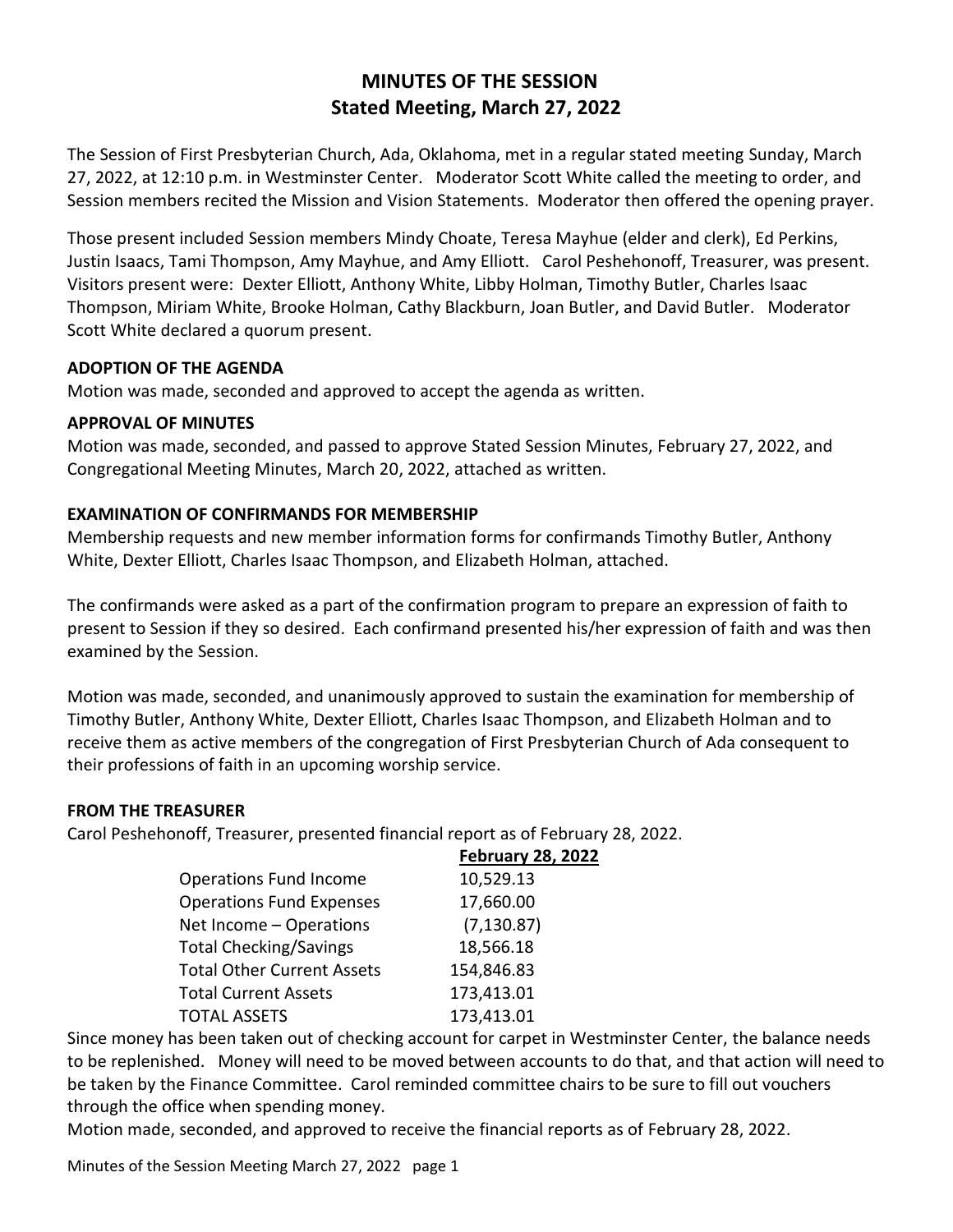# MINUTES OF THE SESSION
## Stated Meeting, March 27, 2022

The Session of First Presbyterian Church, Ada, Oklahoma, met in a regular stated meeting Sunday, March 27, 2022, at 12:10 p.m. in Westminster Center. Moderator Scott White called the meeting to order, and Session members recited the Mission and Vision Statements. Moderator then offered the opening prayer.

Those present included Session members Mindy Choate, Teresa Mayhue (elder and clerk), Ed Perkins, Justin Isaacs, Tami Thompson, Amy Mayhue, and Amy Elliott. Carol Peshehonoff, Treasurer, was present. Visitors present were: Dexter Elliott, Anthony White, Libby Holman, Timothy Butler, Charles Isaac Thompson, Miriam White, Brooke Holman, Cathy Blackburn, Joan Butler, and David Butler. Moderator Scott White declared a quorum present.

**ADOPTION OF THE AGENDA**

Motion was made, seconded and approved to accept the agenda as written.

**APPROVAL OF MINUTES**

Motion was made, seconded, and passed to approve Stated Session Minutes, February 27, 2022, and Congregational Meeting Minutes, March 20, 2022, attached as written.

**EXAMINATION OF CONFIRMANDS FOR MEMBERSHIP**

Membership requests and new member information forms for confirmands Timothy Butler, Anthony White, Dexter Elliott, Charles Isaac Thompson, and Elizabeth Holman, attached.

The confirmands were asked as a part of the confirmation program to prepare an expression of faith to present to Session if they so desired. Each confirmand presented his/her expression of faith and was then examined by the Session.

Motion was made, seconded, and unanimously approved to sustain the examination for membership of Timothy Butler, Anthony White, Dexter Elliott, Charles Isaac Thompson, and Elizabeth Holman and to receive them as active members of the congregation of First Presbyterian Church of Ada consequent to their professions of faith in an upcoming worship service.

**FROM THE TREASURER**

Carol Peshehonoff, Treasurer, presented financial report as of February 28, 2022.

| | **February 28, 2022** |
|---|---|
| Operations Fund Income | 10,529.13 |
| Operations Fund Expenses | 17,660.00 |
| Net Income – Operations | (7,130.87) |
| Total Checking/Savings | 18,566.18 |
| Total Other Current Assets | 154,846.83 |
| Total Current Assets | 173,413.01 |
| TOTAL ASSETS | 173,413.01 |

Since money has been taken out of checking account for carpet in Westminster Center, the balance needs to be replenished. Money will need to be moved between accounts to do that, and that action will need to be taken by the Finance Committee. Carol reminded committee chairs to be sure to fill out vouchers through the office when spending money.

Motion made, seconded, and approved to receive the financial reports as of February 28, 2022.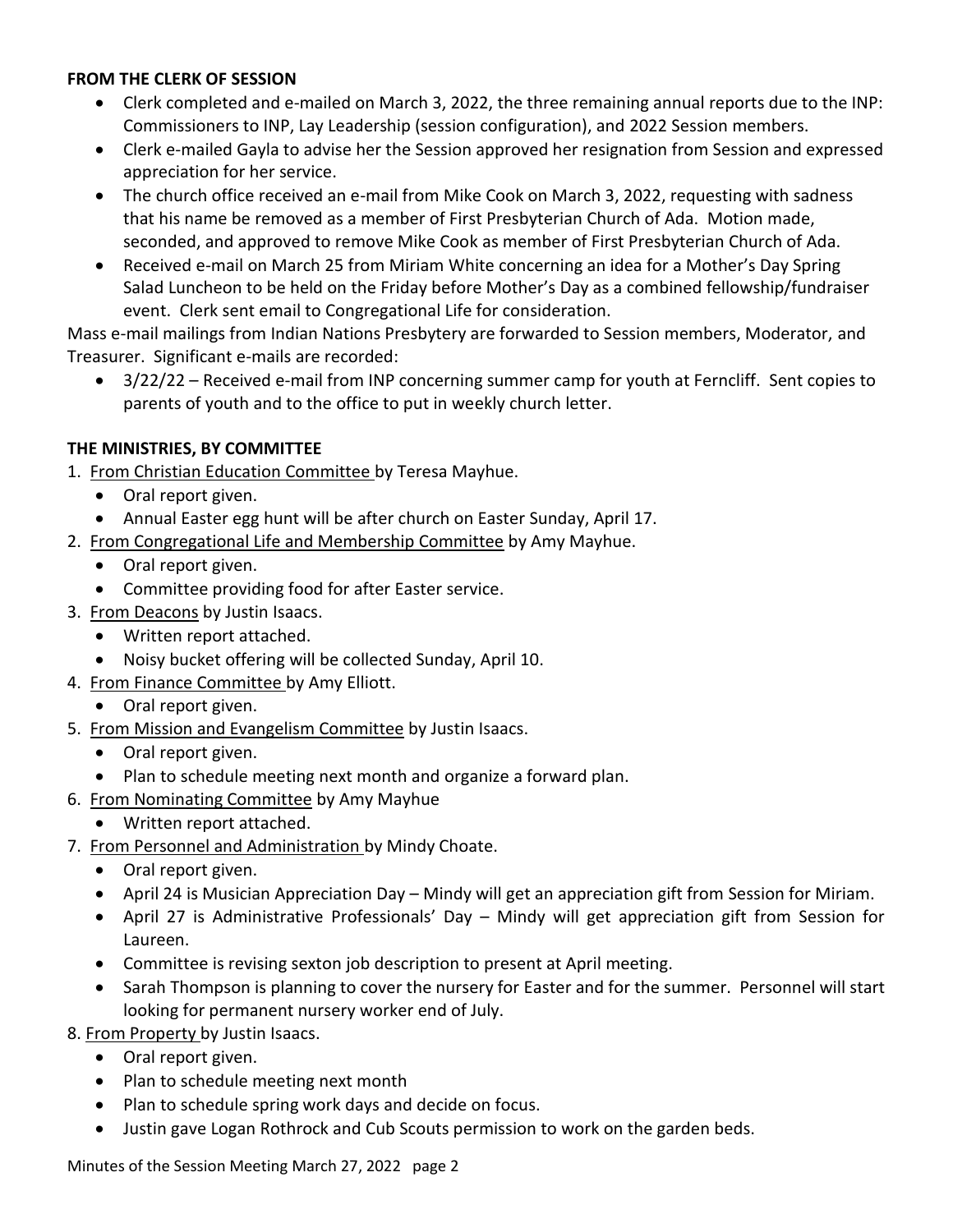**FROM THE CLERK OF SESSION**

- Clerk completed and e-mailed on March 3, 2022, the three remaining annual reports due to the INP: Commissioners to INP, Lay Leadership (session configuration), and 2022 Session members.
- Clerk e-mailed Gayla to advise her the Session approved her resignation from Session and expressed appreciation for her service.
- The church office received an e-mail from Mike Cook on March 3, 2022, requesting with sadness that his name be removed as a member of First Presbyterian Church of Ada. Motion made, seconded, and approved to remove Mike Cook as member of First Presbyterian Church of Ada.
- Received e-mail on March 25 from Miriam White concerning an idea for a Mother's Day Spring Salad Luncheon to be held on the Friday before Mother's Day as a combined fellowship/fundraiser event. Clerk sent email to Congregational Life for consideration.

Mass e-mail mailings from Indian Nations Presbytery are forwarded to Session members, Moderator, and Treasurer. Significant e-mails are recorded:

- 3/22/22 – Received e-mail from INP concerning summer camp for youth at Ferncliff. Sent copies to parents of youth and to the office to put in weekly church letter.

**THE MINISTRIES, BY COMMITTEE**

1. From Christian Education Committee by Teresa Mayhue.
   - Oral report given.
   - Annual Easter egg hunt will be after church on Easter Sunday, April 17.
2. From Congregational Life and Membership Committee by Amy Mayhue.
   - Oral report given.
   - Committee providing food for after Easter service.
3. From Deacons by Justin Isaacs.
   - Written report attached.
   - Noisy bucket offering will be collected Sunday, April 10.
4. From Finance Committee by Amy Elliott.
   - Oral report given.
5. From Mission and Evangelism Committee by Justin Isaacs.
   - Oral report given.
   - Plan to schedule meeting next month and organize a forward plan.
6. From Nominating Committee by Amy Mayhue
   - Written report attached.
7. From Personnel and Administration by Mindy Choate.
   - Oral report given.
   - April 24 is Musician Appreciation Day – Mindy will get an appreciation gift from Session for Miriam.
   - April 27 is Administrative Professionals' Day – Mindy will get appreciation gift from Session for Laureen.
   - Committee is revising sexton job description to present at April meeting.
   - Sarah Thompson is planning to cover the nursery for Easter and for the summer. Personnel will start looking for permanent nursery worker end of July.
8. From Property by Justin Isaacs.
   - Oral report given.
   - Plan to schedule meeting next month
   - Plan to schedule spring work days and decide on focus.
   - Justin gave Logan Rothrock and Cub Scouts permission to work on the garden beds.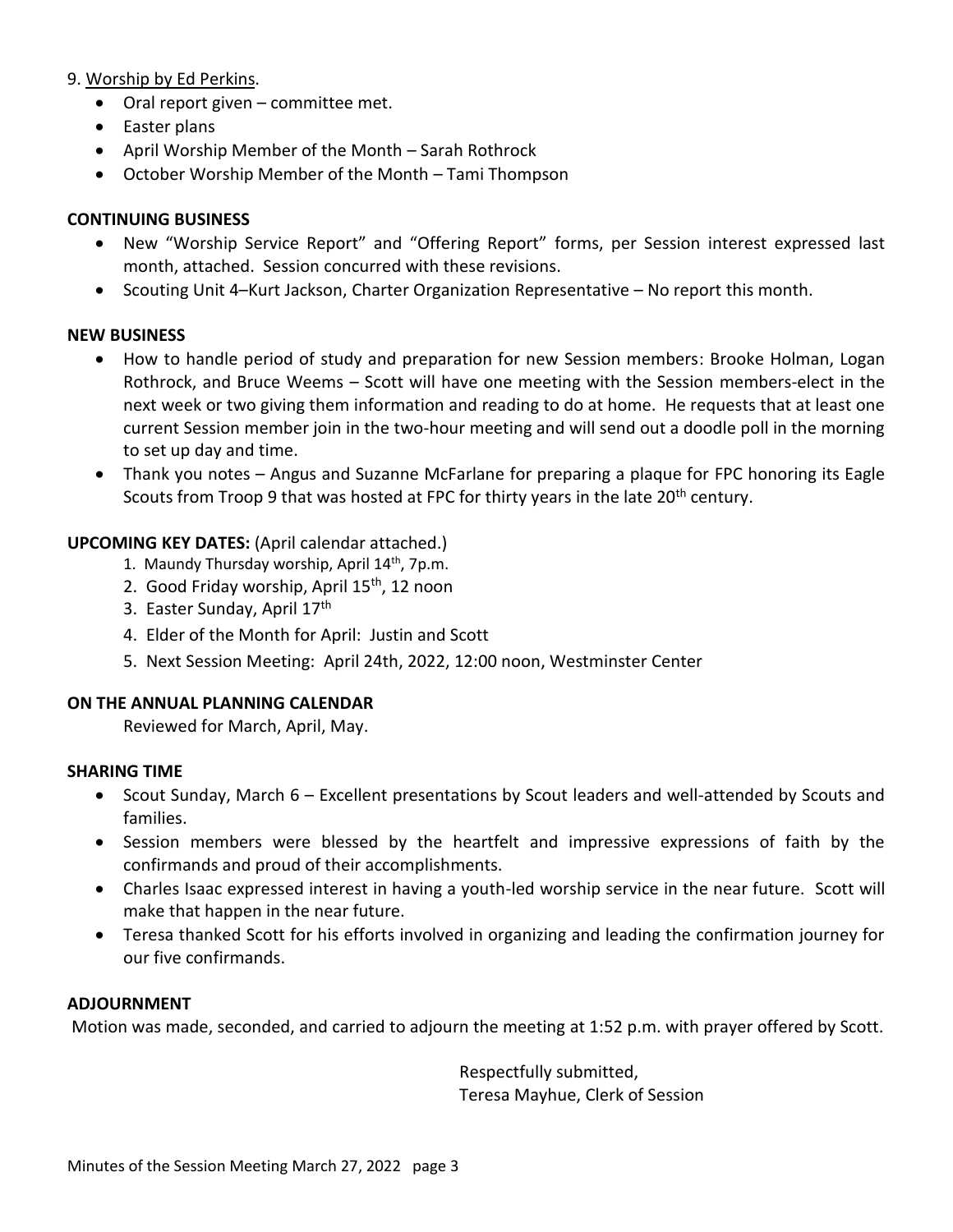9. Worship by Ed Perkins.

- Oral report given – committee met.
- Easter plans
- April Worship Member of the Month – Sarah Rothrock
- October Worship Member of the Month – Tami Thompson

**CONTINUING BUSINESS**

- New "Worship Service Report" and "Offering Report" forms, per Session interest expressed last month, attached. Session concurred with these revisions.
- Scouting Unit 4–Kurt Jackson, Charter Organization Representative – No report this month.

**NEW BUSINESS**

- How to handle period of study and preparation for new Session members: Brooke Holman, Logan Rothrock, and Bruce Weems – Scott will have one meeting with the Session members-elect in the next week or two giving them information and reading to do at home. He requests that at least one current Session member join in the two-hour meeting and will send out a doodle poll in the morning to set up day and time.
- Thank you notes – Angus and Suzanne McFarlane for preparing a plaque for FPC honoring its Eagle Scouts from Troop 9 that was hosted at FPC for thirty years in the late 20th century.

**UPCOMING KEY DATES:** (April calendar attached.)

1. Maundy Thursday worship, April 14th, 7p.m.
2. Good Friday worship, April 15th, 12 noon
3. Easter Sunday, April 17th
4. Elder of the Month for April: Justin and Scott
5. Next Session Meeting: April 24th, 2022, 12:00 noon, Westminster Center

**ON THE ANNUAL PLANNING CALENDAR**

Reviewed for March, April, May.

**SHARING TIME**

- Scout Sunday, March 6 – Excellent presentations by Scout leaders and well-attended by Scouts and families.
- Session members were blessed by the heartfelt and impressive expressions of faith by the confirmands and proud of their accomplishments.
- Charles Isaac expressed interest in having a youth-led worship service in the near future. Scott will make that happen in the near future.
- Teresa thanked Scott for his efforts involved in organizing and leading the confirmation journey for our five confirmands.

**ADJOURNMENT**

Motion was made, seconded, and carried to adjourn the meeting at 1:52 p.m. with prayer offered by Scott.

Respectfully submitted,
Teresa Mayhue, Clerk of Session